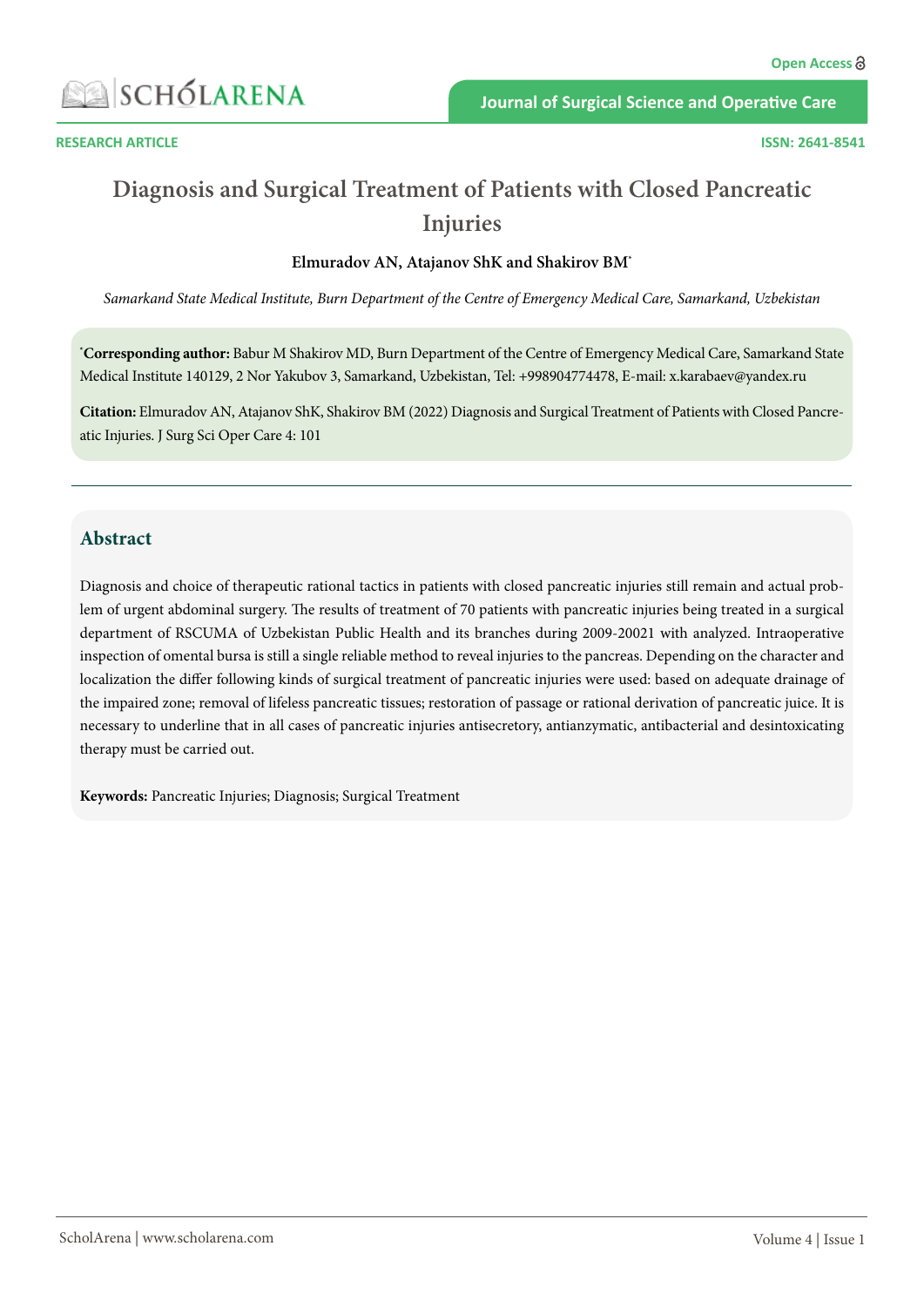RESEARCH ARTICLE

ISSN: 2641-8541

# Diagnosis and Surgical Treatment of Patients with Closed Pancreatic Injuries

**Elmuradov AN, Atajanov ShK and Shakirov BM***

*Samarkand State Medical Institute, Burn Department of the Centre of Emergency Medical Care, Samarkand, Uzbekistan*

***Corresponding author:** Babur M Shakirov MD, Burn Department of the Centre of Emergency Medical Care, Samarkand State Medical Institute 140129, 2 Nor Yakubov 3, Samarkand, Uzbekistan, Tel: +998904774478, E-mail: x.karabaev@yandex.ru

**Citation:** Elmuradov AN, Atajanov ShK, Shakirov BM (2022) Diagnosis and Surgical Treatment of Patients with Closed Pancreatic Injuries. J Surg Sci Oper Care 4: 101

## Abstract

Diagnosis and choice of therapeutic rational tactics in patients with closed pancreatic injuries still remain and actual problem of urgent abdominal surgery. The results of treatment of 70 patients with pancreatic injuries being treated in a surgical department of RSCUMA of Uzbekistan Public Health and its branches during 2009-20021 with analyzed. Intraoperative inspection of omental bursa is still a single reliable method to reveal injuries to the pancreas. Depending on the character and localization the differ following kinds of surgical treatment of pancreatic injuries were used: based on adequate drainage of the impaired zone; removal of lifeless pancreatic tissues; restoration of passage or rational derivation of pancreatic juice. It is necessary to underline that in all cases of pancreatic injuries antisecretory, antianzymatic, antibacterial and desintoxicating therapy must be carried out.

**Keywords:** Pancreatic Injuries; Diagnosis; Surgical Treatment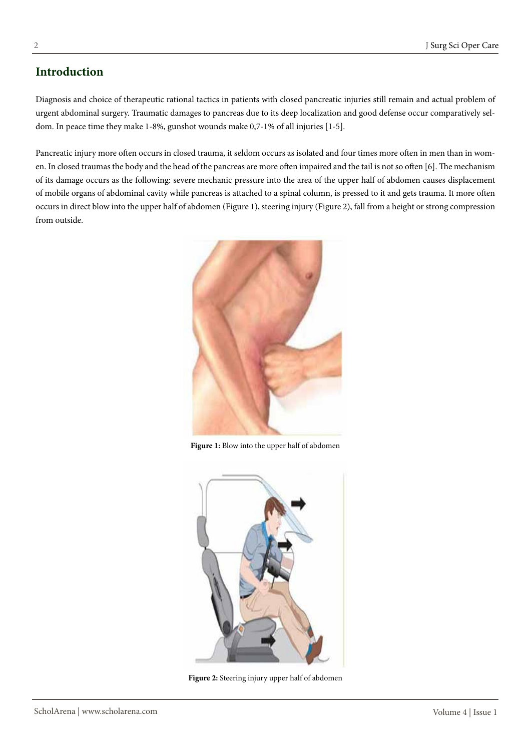## Introduction

Diagnosis and choice of therapeutic rational tactics in patients with closed pancreatic injuries still remain and actual problem of urgent abdominal surgery. Traumatic damages to pancreas due to its deep localization and good defense occur comparatively seldom. In peace time they make 1-8%, gunshot wounds make 0,7-1% of all injuries [1-5].

Pancreatic injury more often occurs in closed trauma, it seldom occurs as isolated and four times more often in men than in women. In closed traumas the body and the head of the pancreas are more often impaired and the tail is not so often [6]. The mechanism of its damage occurs as the following: severe mechanic pressure into the area of the upper half of abdomen causes displacement of mobile organs of abdominal cavity while pancreas is attached to a spinal column, is pressed to it and gets trauma. It more often occurs in direct blow into the upper half of abdomen (Figure 1), steering injury (Figure 2), fall from a height or strong compression from outside.

**Figure 1:** Blow into the upper half of abdomen

**Figure 2:** Steering injury upper half of abdomen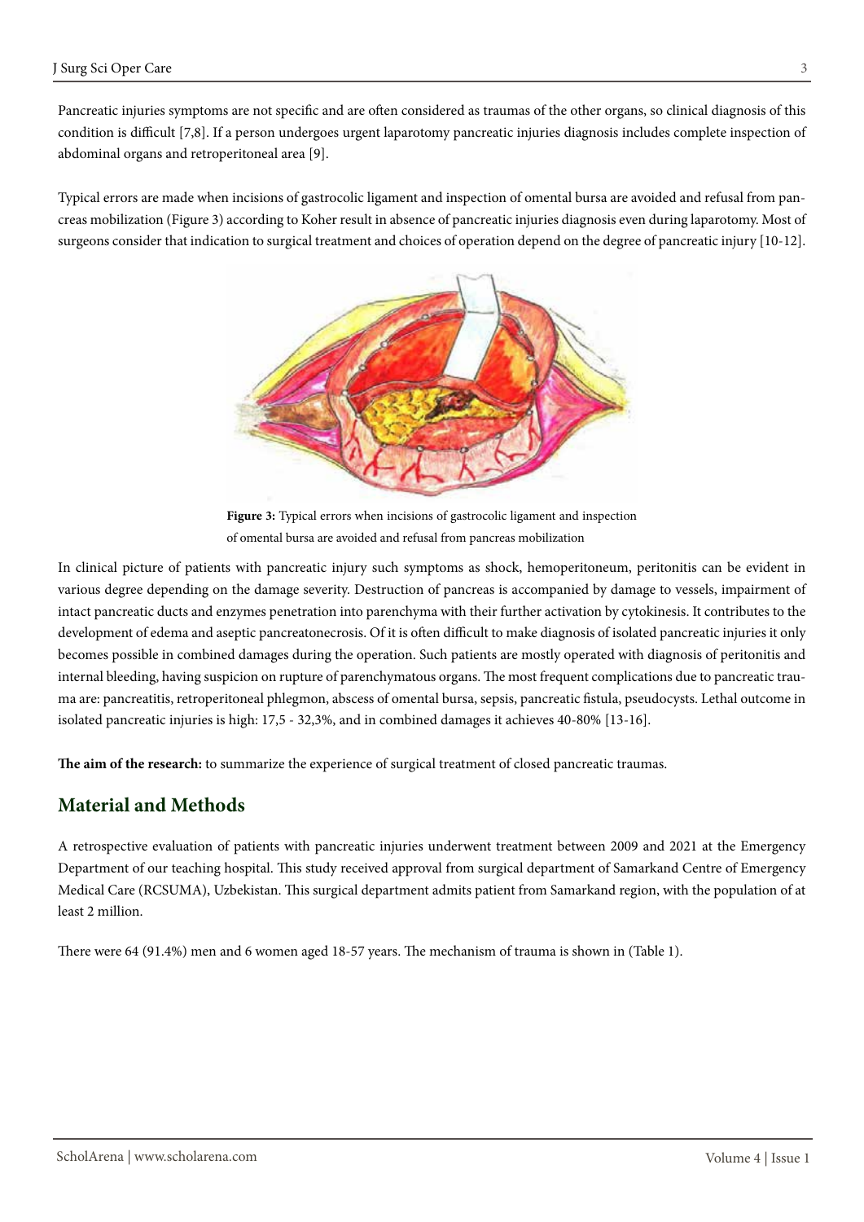Pancreatic injuries symptoms are not specific and are often considered as traumas of the other organs, so clinical diagnosis of this condition is difficult [7,8]. If a person undergoes urgent laparotomy pancreatic injuries diagnosis includes complete inspection of abdominal organs and retroperitoneal area [9].

Typical errors are made when incisions of gastrocolic ligament and inspection of omental bursa are avoided and refusal from pancreas mobilization (Figure 3) according to Koher result in absence of pancreatic injuries diagnosis even during laparotomy. Most of surgeons consider that indication to surgical treatment and choices of operation depend on the degree of pancreatic injury [10-12].

**Figure 3:** Typical errors when incisions of gastrocolic ligament and inspection of omental bursa are avoided and refusal from pancreas mobilization

In clinical picture of patients with pancreatic injury such symptoms as shock, hemoperitoneum, peritonitis can be evident in various degree depending on the damage severity. Destruction of pancreas is accompanied by damage to vessels, impairment of intact pancreatic ducts and enzymes penetration into parenchyma with their further activation by cytokinesis. It contributes to the development of edema and aseptic pancreatonecrosis. Of it is often difficult to make diagnosis of isolated pancreatic injuries it only becomes possible in combined damages during the operation. Such patients are mostly operated with diagnosis of peritonitis and internal bleeding, having suspicion on rupture of parenchymatous organs. The most frequent complications due to pancreatic trauma are: pancreatitis, retroperitoneal phlegmon, abscess of omental bursa, sepsis, pancreatic fistula, pseudocysts. Lethal outcome in isolated pancreatic injuries is high: 17,5 - 32,3%, and in combined damages it achieves 40-80% [13-16].

**The aim of the research:** to summarize the experience of surgical treatment of closed pancreatic traumas.

## Material and Methods

A retrospective evaluation of patients with pancreatic injuries underwent treatment between 2009 and 2021 at the Emergency Department of our teaching hospital. This study received approval from surgical department of Samarkand Centre of Emergency Medical Care (RCSUMA), Uzbekistan. This surgical department admits patient from Samarkand region, with the population of at least 2 million.

There were 64 (91.4%) men and 6 women aged 18-57 years. The mechanism of trauma is shown in (Table 1).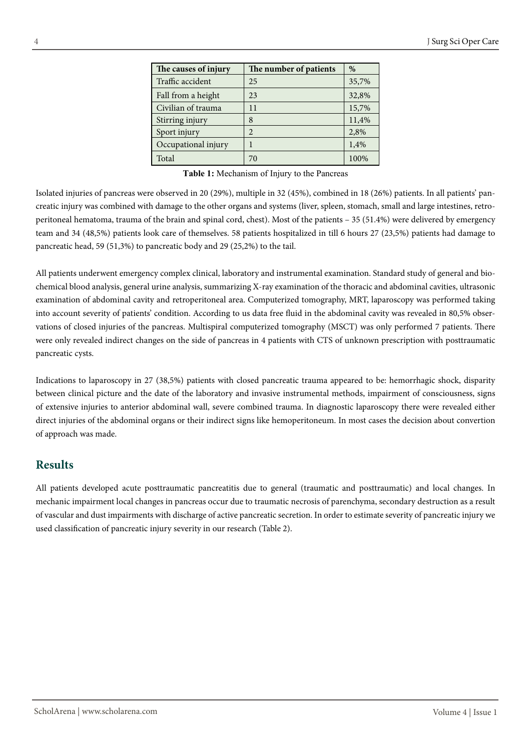| The causes of injury | The number of patients | % |
|---|---|---|
| Traffic accident | 25 | 35,7% |
| Fall from a height | 23 | 32,8% |
| Civilian of trauma | 11 | 15,7% |
| Stirring injury | 8 | 11,4% |
| Sport injury | 2 | 2,8% |
| Occupational injury | 1 | 1,4% |
| Total | 70 | 100% |

**Table 1:** Mechanism of Injury to the Pancreas

Isolated injuries of pancreas were observed in 20 (29%), multiple in 32 (45%), combined in 18 (26%) patients. In all patients' pancreatic injury was combined with damage to the other organs and systems (liver, spleen, stomach, small and large intestines, retroperitoneal hematoma, trauma of the brain and spinal cord, chest). Most of the patients – 35 (51.4%) were delivered by emergency team and 34 (48,5%) patients look care of themselves. 58 patients hospitalized in till 6 hours 27 (23,5%) patients had damage to pancreatic head, 59 (51,3%) to pancreatic body and 29 (25,2%) to the tail.

All patients underwent emergency complex clinical, laboratory and instrumental examination. Standard study of general and biochemical blood analysis, general urine analysis, summarizing X-ray examination of the thoracic and abdominal cavities, ultrasonic examination of abdominal cavity and retroperitoneal area. Computerized tomography, MRT, laparoscopy was performed taking into account severity of patients' condition. According to us data free fluid in the abdominal cavity was revealed in 80,5% observations of closed injuries of the pancreas. Multispiral computerized tomography (MSCT) was only performed 7 patients. There were only revealed indirect changes on the side of pancreas in 4 patients with CTS of unknown prescription with posttraumatic pancreatic cysts.

Indications to laparoscopy in 27 (38,5%) patients with closed pancreatic trauma appeared to be: hemorrhagic shock, disparity between clinical picture and the date of the laboratory and invasive instrumental methods, impairment of consciousness, signs of extensive injuries to anterior abdominal wall, severe combined trauma. In diagnostic laparoscopy there were revealed either direct injuries of the abdominal organs or their indirect signs like hemoperitoneum. In most cases the decision about convertion of approach was made.

## Results

All patients developed acute posttraumatic pancreatitis due to general (traumatic and posttraumatic) and local changes. In mechanic impairment local changes in pancreas occur due to traumatic necrosis of parenchyma, secondary destruction as a result of vascular and dust impairments with discharge of active pancreatic secretion. In order to estimate severity of pancreatic injury we used classification of pancreatic injury severity in our research (Table 2).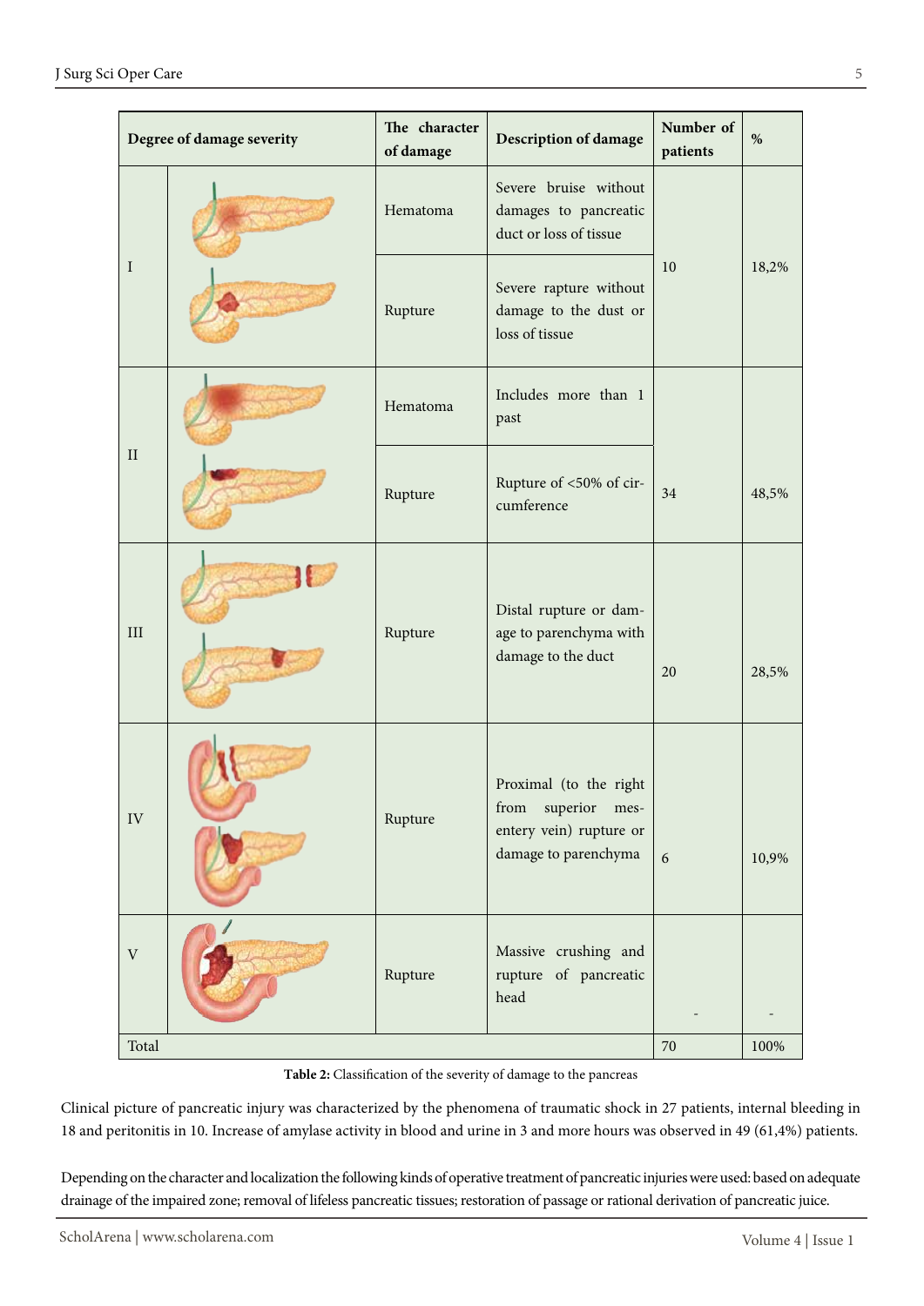| Degree of damage severity | | The character of damage | Description of damage | Number of patients | % |
|---|---|---|---|---|---|
| I | | Hematoma | Severe bruise without damages to pancreatic duct or loss of tissue | 10 | 18,2% |
| | | Rupture | Severe rapture without damage to the dust or loss of tissue | | |
| II | | Hematoma | Includes more than 1 past | 34 | 48,5% |
| | | Rupture | Rupture of <50% of circumference | | |
| III | | Rupture | Distal rupture or damage to parenchyma with damage to the duct | 20 | 28,5% |
| IV | | Rupture | Proximal (to the right from superior mesentery vein) rupture or damage to parenchyma | 6 | 10,9% |
| V | | Rupture | Massive crushing and rupture of pancreatic head | - | - |
| Total | | | | 70 | 100% |

**Table 2:** Classification of the severity of damage to the pancreas

Clinical picture of pancreatic injury was characterized by the phenomena of traumatic shock in 27 patients, internal bleeding in 18 and peritonitis in 10. Increase of amylase activity in blood and urine in 3 and more hours was observed in 49 (61,4%) patients.

Depending on the character and localization the following kinds of operative treatment of pancreatic injuries were used: based on adequate drainage of the impaired zone; removal of lifeless pancreatic tissues; restoration of passage or rational derivation of pancreatic juice.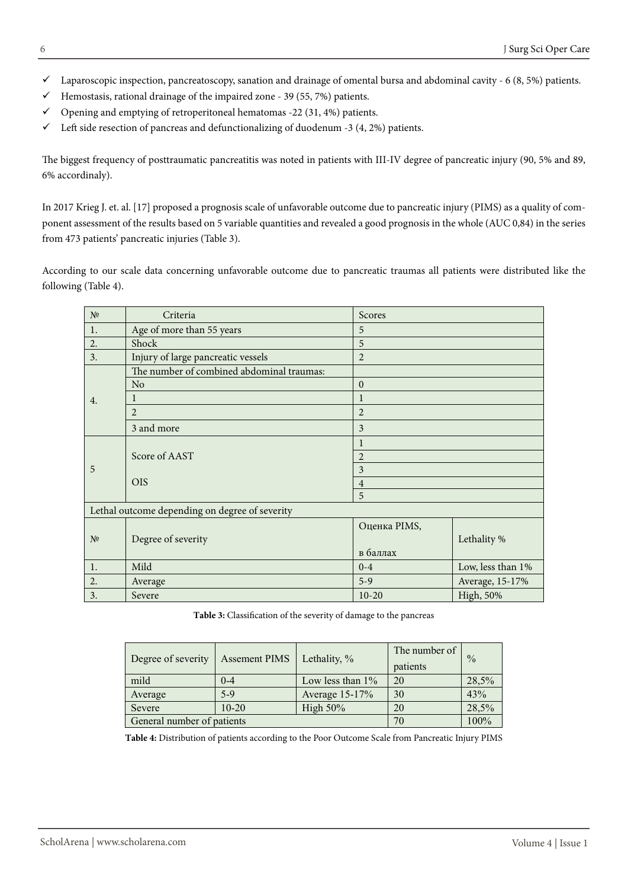- ✓ Laparoscopic inspection, pancreatoscopy, sanation and drainage of omental bursa and abdominal cavity - 6 (8, 5%) patients.
- ✓ Hemostasis, rational drainage of the impaired zone - 39 (55, 7%) patients.
- ✓ Opening and emptying of retroperitoneal hematomas -22 (31, 4%) patients.
- ✓ Left side resection of pancreas and defunctionalizing of duodenum -3 (4, 2%) patients.

The biggest frequency of posttraumatic pancreatitis was noted in patients with III-IV degree of pancreatic injury (90, 5% and 89, 6% accordinaly).

In 2017 Krieg J. et. al. [17] proposed a prognosis scale of unfavorable outcome due to pancreatic injury (PIMS) as a quality of component assessment of the results based on 5 variable quantities and revealed a good prognosis in the whole (AUC 0,84) in the series from 473 patients' pancreatic injuries (Table 3).

According to our scale data concerning unfavorable outcome due to pancreatic traumas all patients were distributed like the following (Table 4).

| № | Criteria | Scores | |
|---|---|---|---|
| 1. | Age of more than 55 years | 5 | |
| 2. | Shock | 5 | |
| 3. | Injury of large pancreatic vessels | 2 | |
| 4. | The number of combined abdominal traumas: | | |
| | No | 0 | |
| | 1 | 1 | |
| | 2 | 2 | |
| | 3 and more | 3 | |
| 5 | Score of AAST OIS | 1 | |
| | | 2 | |
| | | 3 | |
| | | 4 | |
| | | 5 | |
| Lethal outcome depending on degree of severity | | | |
| № | Degree of severity | Оценка PIMS, в баллах | Lethality % |
| 1. | Mild | 0-4 | Low, less than 1% |
| 2. | Average | 5-9 | Average, 15-17% |
| 3. | Severe | 10-20 | High, 50% |

**Table 3:** Classification of the severity of damage to the pancreas

| Degree of severity | Assement PIMS | Lethality, % | The number of patients | % |
|---|---|---|---|---|
| mild | 0-4 | Low less than 1% | 20 | 28,5% |
| Average | 5-9 | Average 15-17% | 30 | 43% |
| Severe | 10-20 | High 50% | 20 | 28,5% |
| General number of patients | | | 70 | 100% |

**Table 4:** Distribution of patients according to the Poor Outcome Scale from Pancreatic Injury PIMS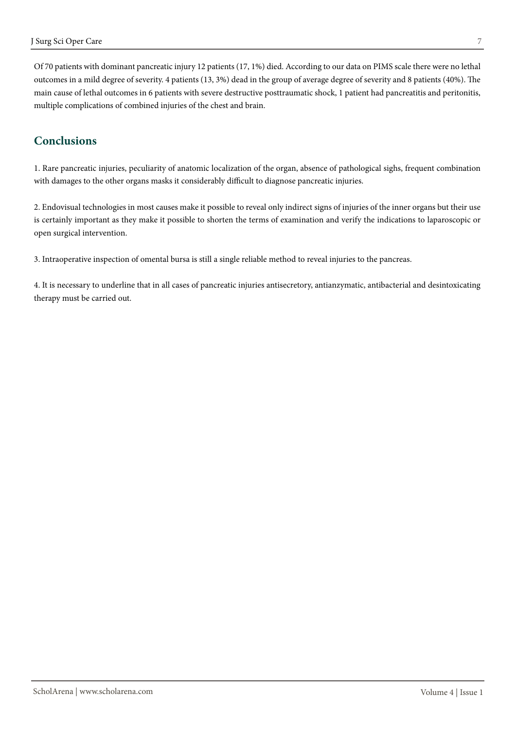Of 70 patients with dominant pancreatic injury 12 patients (17, 1%) died. According to our data on PIMS scale there were no lethal outcomes in a mild degree of severity. 4 patients (13, 3%) dead in the group of average degree of severity and 8 patients (40%). The main cause of lethal outcomes in 6 patients with severe destructive posttraumatic shock, 1 patient had pancreatitis and peritonitis, multiple complications of combined injuries of the chest and brain.

## Conclusions

1. Rare pancreatic injuries, peculiarity of anatomic localization of the organ, absence of pathological sighs, frequent combination with damages to the other organs masks it considerably difficult to diagnose pancreatic injuries.

2. Endovisual technologies in most causes make it possible to reveal only indirect signs of injuries of the inner organs but their use is certainly important as they make it possible to shorten the terms of examination and verify the indications to laparoscopic or open surgical intervention.

3. Intraoperative inspection of omental bursa is still a single reliable method to reveal injuries to the pancreas.

4. It is necessary to underline that in all cases of pancreatic injuries antisecretory, antianzymatic, antibacterial and desintoxicating therapy must be carried out.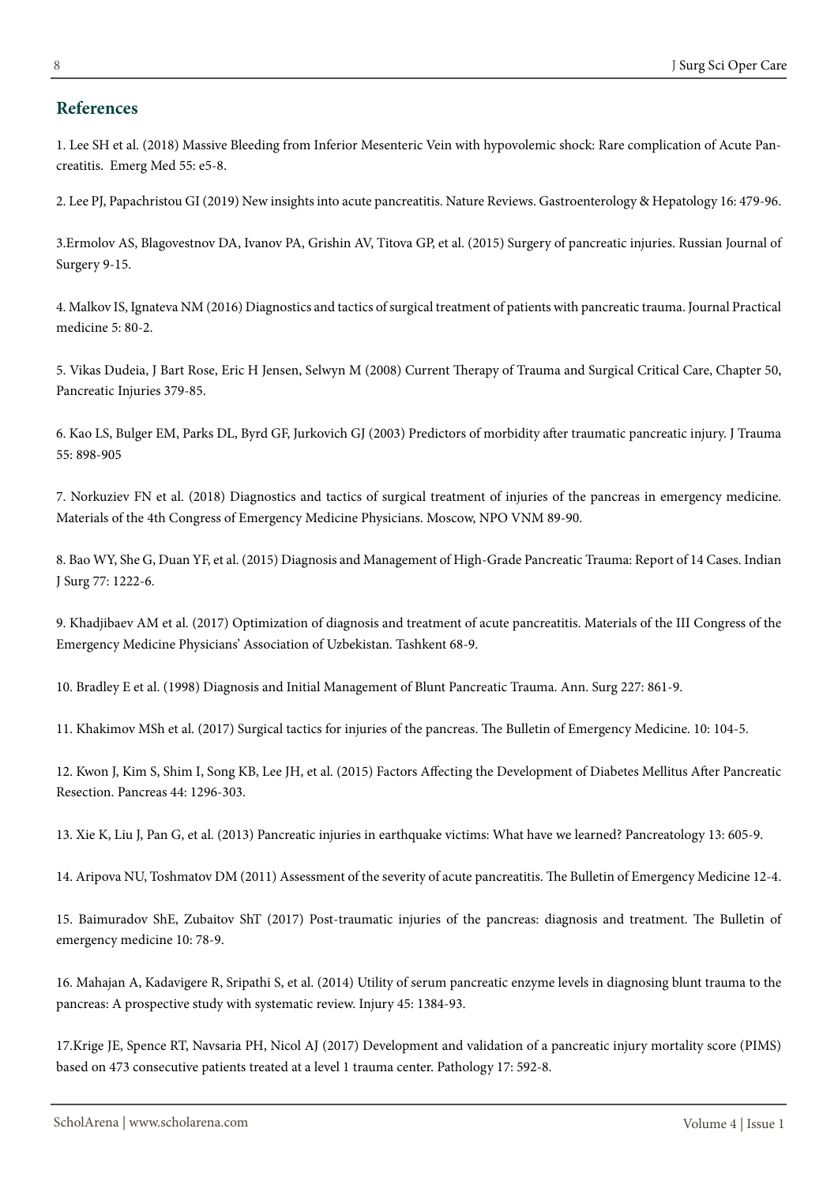## References

1. Lee SH et al. (2018) Massive Bleeding from Inferior Mesenteric Vein with hypovolemic shock: Rare complication of Acute Pancreatitis. Emerg Med 55: e5-8.

2. Lee PJ, Papachristou GI (2019) New insights into acute pancreatitis. Nature Reviews. Gastroenterology & Hepatology 16: 479-96.

3.Ermolov AS, Blagovestnov DA, Ivanov PA, Grishin AV, Titova GP, et al. (2015) Surgery of pancreatic injuries. Russian Journal of Surgery 9-15.

4. Malkov IS, Ignateva NM (2016) Diagnostics and tactics of surgical treatment of patients with pancreatic trauma. Journal Practical medicine 5: 80-2.

5. Vikas Dudeia, J Bart Rose, Eric H Jensen, Selwyn M (2008) Current Therapy of Trauma and Surgical Critical Care, Chapter 50, Pancreatic Injuries 379-85.

6. Kao LS, Bulger EM, Parks DL, Byrd GF, Jurkovich GJ (2003) Predictors of morbidity after traumatic pancreatic injury. J Trauma 55: 898-905

7. Norkuziev FN et al. (2018) Diagnostics and tactics of surgical treatment of injuries of the pancreas in emergency medicine. Materials of the 4th Congress of Emergency Medicine Physicians. Moscow, NPO VNM 89-90.

8. Bao WY, She G, Duan YF, et al. (2015) Diagnosis and Management of High-Grade Pancreatic Trauma: Report of 14 Cases. Indian J Surg 77: 1222-6.

9. Khadjibaev AM et al. (2017) Optimization of diagnosis and treatment of acute pancreatitis. Materials of the III Congress of the Emergency Medicine Physicians' Association of Uzbekistan. Tashkent 68-9.

10. Bradley E et al. (1998) Diagnosis and Initial Management of Blunt Pancreatic Trauma. Ann. Surg 227: 861-9.

11. Khakimov MSh et al. (2017) Surgical tactics for injuries of the pancreas. The Bulletin of Emergency Medicine. 10: 104-5.

12. Kwon J, Kim S, Shim I, Song KB, Lee JH, et al. (2015) Factors Affecting the Development of Diabetes Mellitus After Pancreatic Resection. Pancreas 44: 1296-303.

13. Xie K, Liu J, Pan G, et al. (2013) Pancreatic injuries in earthquake victims: What have we learned? Pancreatology 13: 605-9.

14. Aripova NU, Toshmatov DM (2011) Assessment of the severity of acute pancreatitis. The Bulletin of Emergency Medicine 12-4.

15. Baimuradov ShE, Zubaitov ShT (2017) Post-traumatic injuries of the pancreas: diagnosis and treatment. The Bulletin of emergency medicine 10: 78-9.

16. Mahajan A, Kadavigere R, Sripathi S, et al. (2014) Utility of serum pancreatic enzyme levels in diagnosing blunt trauma to the pancreas: A prospective study with systematic review. Injury 45: 1384-93.

17.Krige JE, Spence RT, Navsaria PH, Nicol AJ (2017) Development and validation of a pancreatic injury mortality score (PIMS) based on 473 consecutive patients treated at a level 1 trauma center. Pathology 17: 592-8.